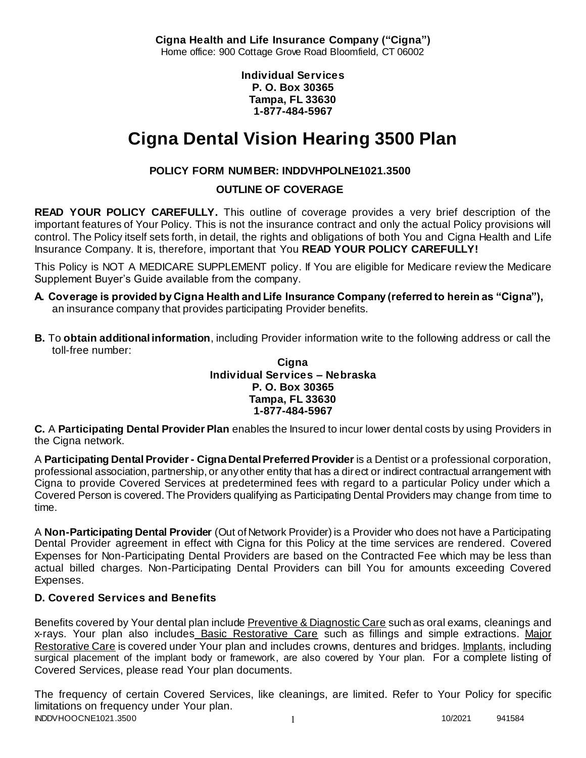**Cigna Health and Life Insurance Company ("Cigna")**
Home office: 900 Cottage Grove Road Bloomfield, CT 06002

**Individual Services**
**P. O. Box 30365**
**Tampa, FL 33630**
**1-877-484-5967**

# Cigna Dental Vision Hearing 3500 Plan

**POLICY FORM NUMBER: INDDVHPOLNE1021.3500**

**OUTLINE OF COVERAGE**

**READ YOUR POLICY CAREFULLY.** This outline of coverage provides a very brief description of the important features of Your Policy. This is not the insurance contract and only the actual Policy provisions will control. The Policy itself sets forth, in detail, the rights and obligations of both You and Cigna Health and Life Insurance Company. It is, therefore, important that You **READ YOUR POLICY CAREFULLY!**

This Policy is NOT A MEDICARE SUPPLEMENT policy. If You are eligible for Medicare review the Medicare Supplement Buyer's Guide available from the company.

**A. Coverage is provided by Cigna Health and Life Insurance Company (referred to herein as "Cigna"),** an insurance company that provides participating Provider benefits.

**B.** To **obtain additional information**, including Provider information write to the following address or call the toll-free number:

**Cigna**
**Individual Services – Nebraska**
**P. O. Box 30365**
**Tampa, FL 33630**
**1-877-484-5967**

**C.** A **Participating Dental Provider Plan** enables the Insured to incur lower dental costs by using Providers in the Cigna network.

A **Participating Dental Provider - Cigna Dental Preferred Provider** is a Dentist or a professional corporation, professional association, partnership, or any other entity that has a direct or indirect contractual arrangement with Cigna to provide Covered Services at predetermined fees with regard to a particular Policy under which a Covered Person is covered. The Providers qualifying as Participating Dental Providers may change from time to time.

A **Non-Participating Dental Provider** (Out of Network Provider) is a Provider who does not have a Participating Dental Provider agreement in effect with Cigna for this Policy at the time services are rendered. Covered Expenses for Non-Participating Dental Providers are based on the Contracted Fee which may be less than actual billed charges. Non-Participating Dental Providers can bill You for amounts exceeding Covered Expenses.

**D. Covered Services and Benefits**

Benefits covered by Your dental plan include Preventive & Diagnostic Care such as oral exams, cleanings and x-rays. Your plan also includes Basic Restorative Care such as fillings and simple extractions. Major Restorative Care is covered under Your plan and includes crowns, dentures and bridges. Implants, including surgical placement of the implant body or framework, are also covered by Your plan. For a complete listing of Covered Services, please read Your plan documents.

The frequency of certain Covered Services, like cleanings, are limited. Refer to Your Policy for specific limitations on frequency under Your plan.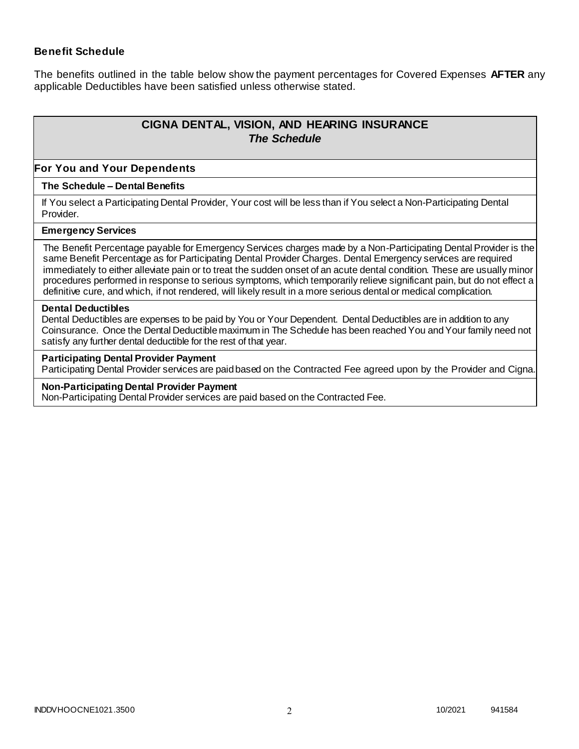### Benefit Schedule

The benefits outlined in the table below show the payment percentages for Covered Expenses **AFTER** any applicable Deductibles have been satisfied unless otherwise stated.

## CIGNA DENTAL, VISION, AND HEARING INSURANCE
### *The Schedule*

### For You and Your Dependents

**The Schedule – Dental Benefits**

If You select a Participating Dental Provider, Your cost will be less than if You select a Non-Participating Dental Provider.

**Emergency Services**

The Benefit Percentage payable for Emergency Services charges made by a Non-Participating Dental Provider is the same Benefit Percentage as for Participating Dental Provider Charges. Dental Emergency services are required immediately to either alleviate pain or to treat the sudden onset of an acute dental condition. These are usually minor procedures performed in response to serious symptoms, which temporarily relieve significant pain, but do not effect a definitive cure, and which, if not rendered, will likely result in a more serious dental or medical complication.

**Dental Deductibles**

Dental Deductibles are expenses to be paid by You or Your Dependent. Dental Deductibles are in addition to any Coinsurance. Once the Dental Deductible maximum in The Schedule has been reached You and Your family need not satisfy any further dental deductible for the rest of that year.

**Participating Dental Provider Payment**

Participating Dental Provider services are paid based on the Contracted Fee agreed upon by the Provider and Cigna.

**Non-Participating Dental Provider Payment**

Non-Participating Dental Provider services are paid based on the Contracted Fee.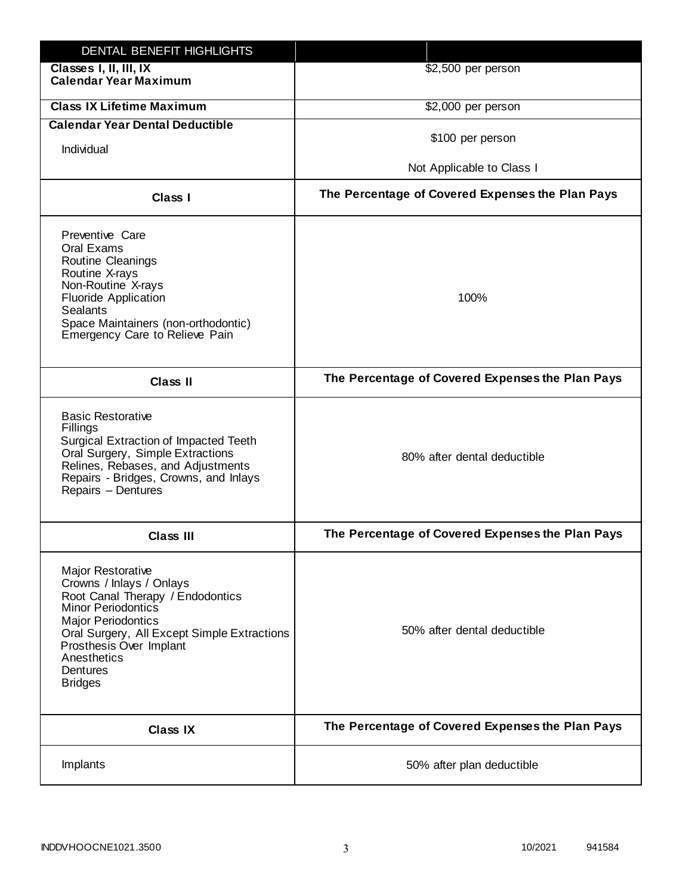| DENTAL BENEFIT HIGHLIGHTS | |
| --- | --- |
| **Classes I, II, III, IX Calendar Year Maximum** | $2,500 per person |
| **Class IX Lifetime Maximum** | $2,000 per person |
| **Calendar Year Dental Deductible**<br>Individual | $100 per person<br>Not Applicable to Class I |
| **Class I** | **The Percentage of Covered Expenses the Plan Pays** |
| Preventive Care<br>Oral Exams<br>Routine Cleanings<br>Routine X-rays<br>Non-Routine X-rays<br>Fluoride Application<br>Sealants<br>Space Maintainers (non-orthodontic)<br>Emergency Care to Relieve Pain | 100% |
| **Class II** | **The Percentage of Covered Expenses the Plan Pays** |
| Basic Restorative<br>Fillings<br>Surgical Extraction of Impacted Teeth<br>Oral Surgery, Simple Extractions<br>Relines, Rebases, and Adjustments<br>Repairs - Bridges, Crowns, and Inlays<br>Repairs – Dentures | 80% after dental deductible |
| **Class III** | **The Percentage of Covered Expenses the Plan Pays** |
| Major Restorative<br>Crowns / Inlays / Onlays<br>Root Canal Therapy / Endodontics<br>Minor Periodontics<br>Major Periodontics<br>Oral Surgery, All Except Simple Extractions<br>Prosthesis Over Implant<br>Anesthetics<br>Dentures<br>Bridges | 50% after dental deductible |
| **Class IX** | **The Percentage of Covered Expenses the Plan Pays** |
| Implants | 50% after plan deductible |

INDDVHOOCNE1021.3500 10/2021 941584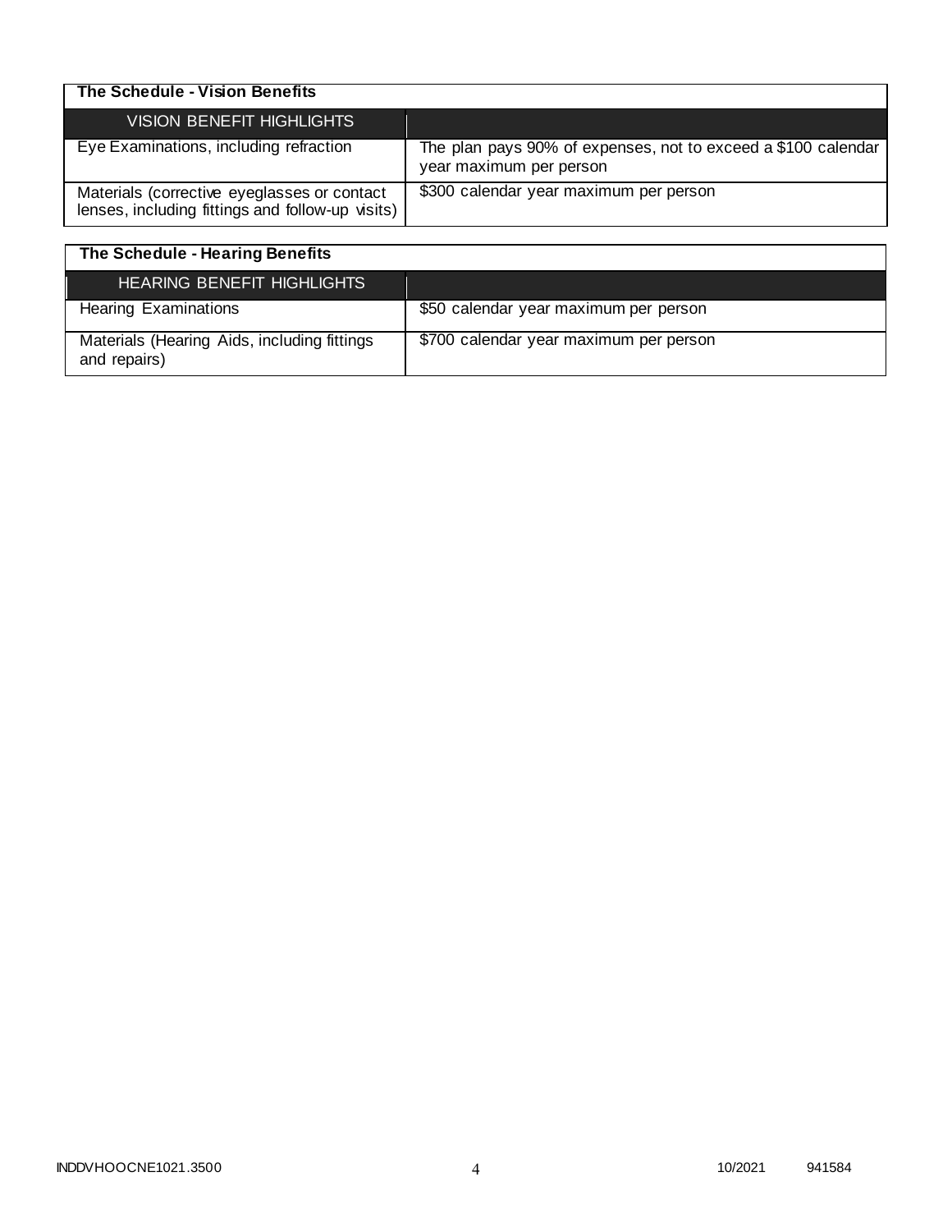| The Schedule - Vision Benefits | |
|---|---|
| VISION BENEFIT HIGHLIGHTS | |
| Eye Examinations, including refraction | The plan pays 90% of expenses, not to exceed a $100 calendar year maximum per person |
| Materials (corrective eyeglasses or contact lenses, including fittings and follow-up visits) | $300 calendar year maximum per person |

| The Schedule - Hearing Benefits | |
|---|---|
| HEARING BENEFIT HIGHLIGHTS | |
| Hearing Examinations | $50 calendar year maximum per person |
| Materials (Hearing Aids, including fittings and repairs) | $700 calendar year maximum per person |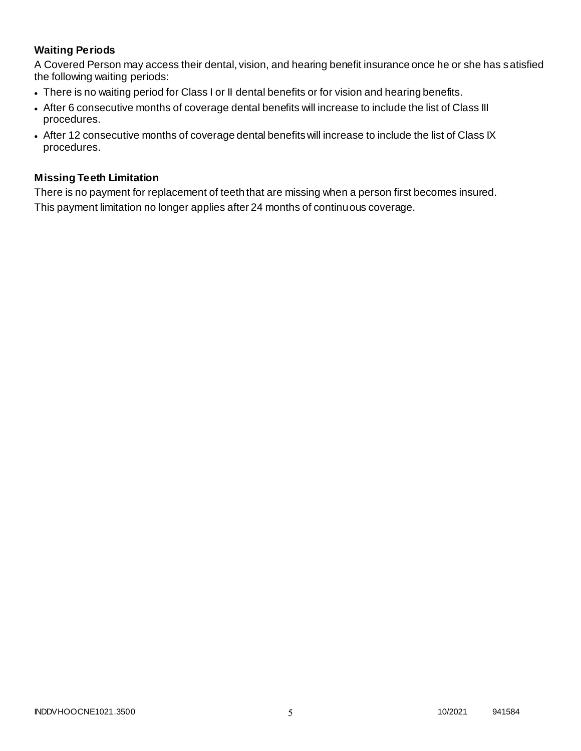### Waiting Periods

A Covered Person may access their dental, vision, and hearing benefit insurance once he or she has satisfied the following waiting periods:

- There is no waiting period for Class I or II dental benefits or for vision and hearing benefits.
- After 6 consecutive months of coverage dental benefits will increase to include the list of Class III procedures.
- After 12 consecutive months of coverage dental benefits will increase to include the list of Class IX procedures.

### Missing Teeth Limitation

There is no payment for replacement of teeth that are missing when a person first becomes insured. This payment limitation no longer applies after 24 months of continuous coverage.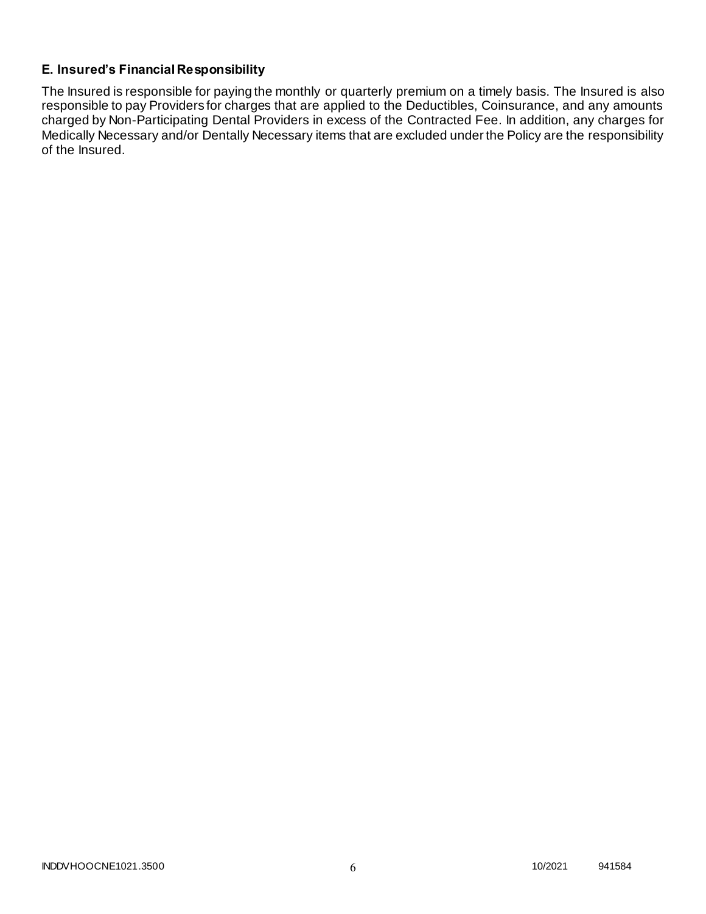### E. Insured's Financial Responsibility

The Insured is responsible for paying the monthly or quarterly premium on a timely basis. The Insured is also responsible to pay Providers for charges that are applied to the Deductibles, Coinsurance, and any amounts charged by Non-Participating Dental Providers in excess of the Contracted Fee. In addition, any charges for Medically Necessary and/or Dentally Necessary items that are excluded under the Policy are the responsibility of the Insured.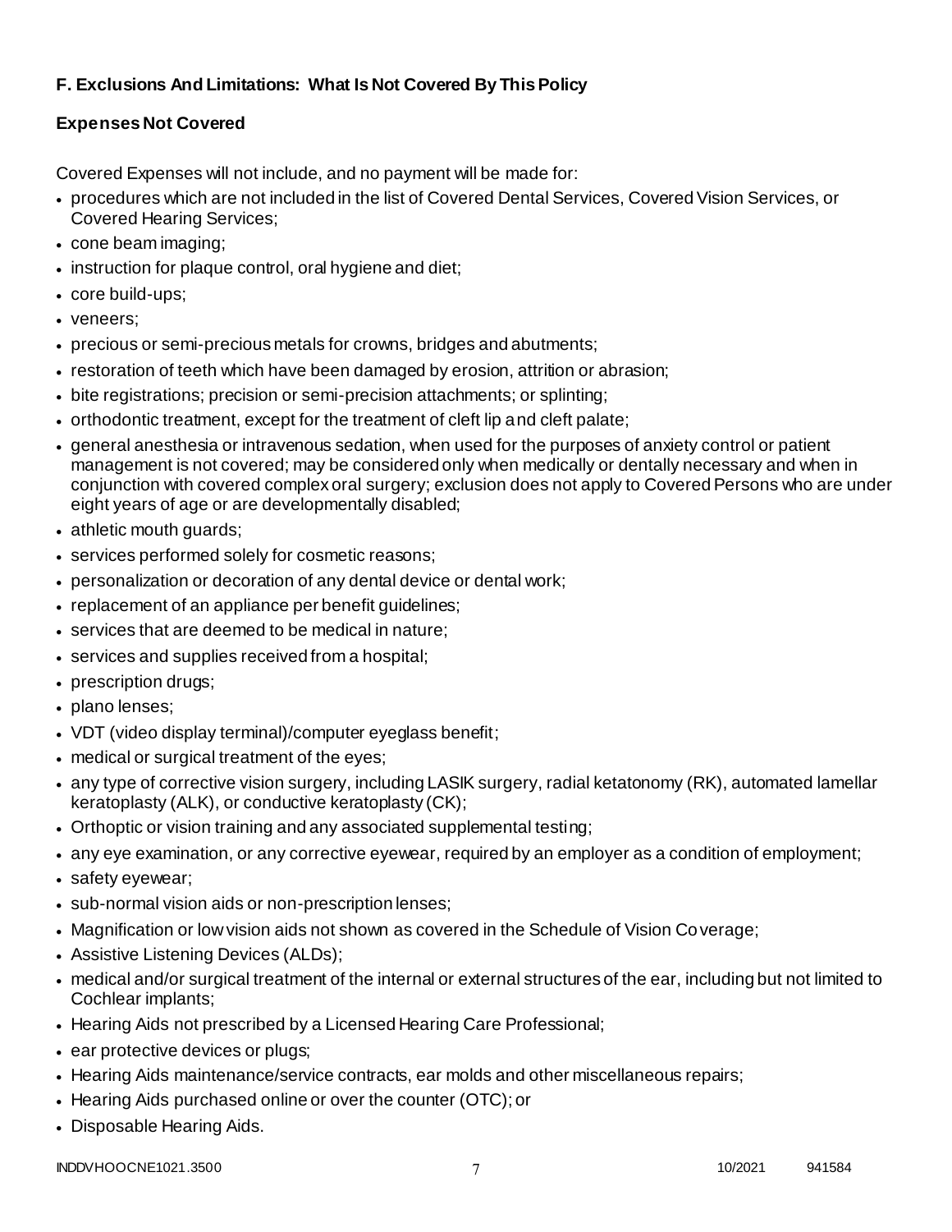### F. Exclusions And Limitations: What Is Not Covered By This Policy

#### Expenses Not Covered

Covered Expenses will not include, and no payment will be made for:

- procedures which are not included in the list of Covered Dental Services, Covered Vision Services, or Covered Hearing Services;
- cone beam imaging;
- instruction for plaque control, oral hygiene and diet;
- core build-ups;
- veneers;
- precious or semi-precious metals for crowns, bridges and abutments;
- restoration of teeth which have been damaged by erosion, attrition or abrasion;
- bite registrations; precision or semi-precision attachments; or splinting;
- orthodontic treatment, except for the treatment of cleft lip and cleft palate;
- general anesthesia or intravenous sedation, when used for the purposes of anxiety control or patient management is not covered; may be considered only when medically or dentally necessary and when in conjunction with covered complex oral surgery; exclusion does not apply to Covered Persons who are under eight years of age or are developmentally disabled;
- athletic mouth guards;
- services performed solely for cosmetic reasons;
- personalization or decoration of any dental device or dental work;
- replacement of an appliance per benefit guidelines;
- services that are deemed to be medical in nature;
- services and supplies received from a hospital;
- prescription drugs;
- plano lenses;
- VDT (video display terminal)/computer eyeglass benefit;
- medical or surgical treatment of the eyes;
- any type of corrective vision surgery, including LASIK surgery, radial ketatonomy (RK), automated lamellar keratoplasty (ALK), or conductive keratoplasty (CK);
- Orthoptic or vision training and any associated supplemental testing;
- any eye examination, or any corrective eyewear, required by an employer as a condition of employment;
- safety eyewear;
- sub-normal vision aids or non-prescription lenses;
- Magnification or low vision aids not shown as covered in the Schedule of Vision Coverage;
- Assistive Listening Devices (ALDs);
- medical and/or surgical treatment of the internal or external structures of the ear, including but not limited to Cochlear implants;
- Hearing Aids not prescribed by a Licensed Hearing Care Professional;
- ear protective devices or plugs;
- Hearing Aids maintenance/service contracts, ear molds and other miscellaneous repairs;
- Hearing Aids purchased online or over the counter (OTC); or
- Disposable Hearing Aids.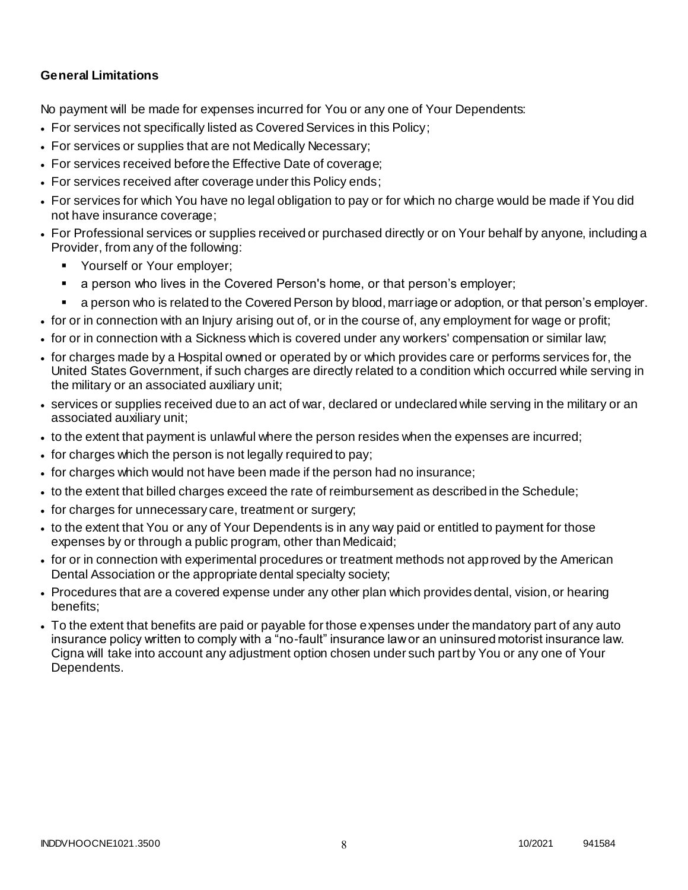**General Limitations**

No payment will be made for expenses incurred for You or any one of Your Dependents:

- For services not specifically listed as Covered Services in this Policy;
- For services or supplies that are not Medically Necessary;
- For services received before the Effective Date of coverage;
- For services received after coverage under this Policy ends;
- For services for which You have no legal obligation to pay or for which no charge would be made if You did not have insurance coverage;
- For Professional services or supplies received or purchased directly or on Your behalf by anyone, including a Provider, from any of the following:
  - Yourself or Your employer;
  - a person who lives in the Covered Person's home, or that person's employer;
  - a person who is related to the Covered Person by blood, marriage or adoption, or that person's employer.
- for or in connection with an Injury arising out of, or in the course of, any employment for wage or profit;
- for or in connection with a Sickness which is covered under any workers' compensation or similar law;
- for charges made by a Hospital owned or operated by or which provides care or performs services for, the United States Government, if such charges are directly related to a condition which occurred while serving in the military or an associated auxiliary unit;
- services or supplies received due to an act of war, declared or undeclared while serving in the military or an associated auxiliary unit;
- to the extent that payment is unlawful where the person resides when the expenses are incurred;
- for charges which the person is not legally required to pay;
- for charges which would not have been made if the person had no insurance;
- to the extent that billed charges exceed the rate of reimbursement as described in the Schedule;
- for charges for unnecessary care, treatment or surgery;
- to the extent that You or any of Your Dependents is in any way paid or entitled to payment for those expenses by or through a public program, other than Medicaid;
- for or in connection with experimental procedures or treatment methods not approved by the American Dental Association or the appropriate dental specialty society;
- Procedures that are a covered expense under any other plan which provides dental, vision, or hearing benefits;
- To the extent that benefits are paid or payable for those expenses under the mandatory part of any auto insurance policy written to comply with a "no-fault" insurance law or an uninsured motorist insurance law. Cigna will take into account any adjustment option chosen under such part by You or any one of Your Dependents.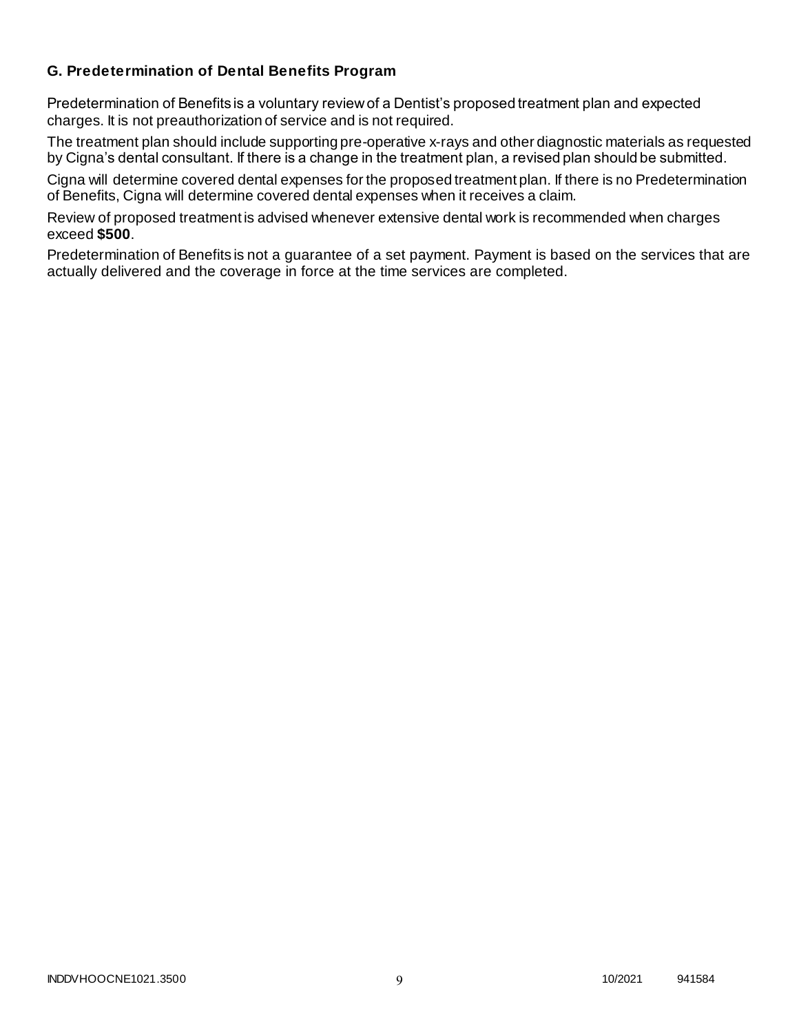### G. Predetermination of Dental Benefits Program

Predetermination of Benefits is a voluntary review of a Dentist's proposed treatment plan and expected charges. It is not preauthorization of service and is not required.

The treatment plan should include supporting pre-operative x-rays and other diagnostic materials as requested by Cigna's dental consultant. If there is a change in the treatment plan, a revised plan should be submitted.

Cigna will determine covered dental expenses for the proposed treatment plan. If there is no Predetermination of Benefits, Cigna will determine covered dental expenses when it receives a claim.

Review of proposed treatment is advised whenever extensive dental work is recommended when charges exceed **$500**.

Predetermination of Benefits is not a guarantee of a set payment. Payment is based on the services that are actually delivered and the coverage in force at the time services are completed.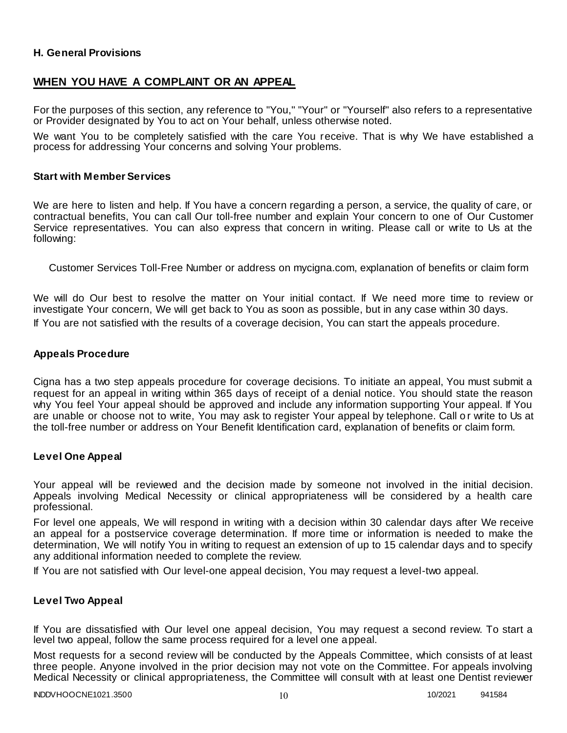**H. General Provisions**

## WHEN YOU HAVE A COMPLAINT OR AN APPEAL

For the purposes of this section, any reference to "You," "Your" or "Yourself" also refers to a representative or Provider designated by You to act on Your behalf, unless otherwise noted.

We want You to be completely satisfied with the care You receive. That is why We have established a process for addressing Your concerns and solving Your problems.

### Start with Member Services

We are here to listen and help. If You have a concern regarding a person, a service, the quality of care, or contractual benefits, You can call Our toll-free number and explain Your concern to one of Our Customer Service representatives. You can also express that concern in writing. Please call or write to Us at the following:

Customer Services Toll-Free Number or address on mycigna.com, explanation of benefits or claim form

We will do Our best to resolve the matter on Your initial contact. If We need more time to review or investigate Your concern, We will get back to You as soon as possible, but in any case within 30 days.

If You are not satisfied with the results of a coverage decision, You can start the appeals procedure.

### Appeals Procedure

Cigna has a two step appeals procedure for coverage decisions. To initiate an appeal, You must submit a request for an appeal in writing within 365 days of receipt of a denial notice. You should state the reason why You feel Your appeal should be approved and include any information supporting Your appeal. If You are unable or choose not to write, You may ask to register Your appeal by telephone. Call or write to Us at the toll-free number or address on Your Benefit Identification card, explanation of benefits or claim form.

### Level One Appeal

Your appeal will be reviewed and the decision made by someone not involved in the initial decision. Appeals involving Medical Necessity or clinical appropriateness will be considered by a health care professional.

For level one appeals, We will respond in writing with a decision within 30 calendar days after We receive an appeal for a postservice coverage determination. If more time or information is needed to make the determination, We will notify You in writing to request an extension of up to 15 calendar days and to specify any additional information needed to complete the review.

If You are not satisfied with Our level-one appeal decision, You may request a level-two appeal.

### Level Two Appeal

If You are dissatisfied with Our level one appeal decision, You may request a second review. To start a level two appeal, follow the same process required for a level one appeal.

Most requests for a second review will be conducted by the Appeals Committee, which consists of at least three people. Anyone involved in the prior decision may not vote on the Committee. For appeals involving Medical Necessity or clinical appropriateness, the Committee will consult with at least one Dentist reviewer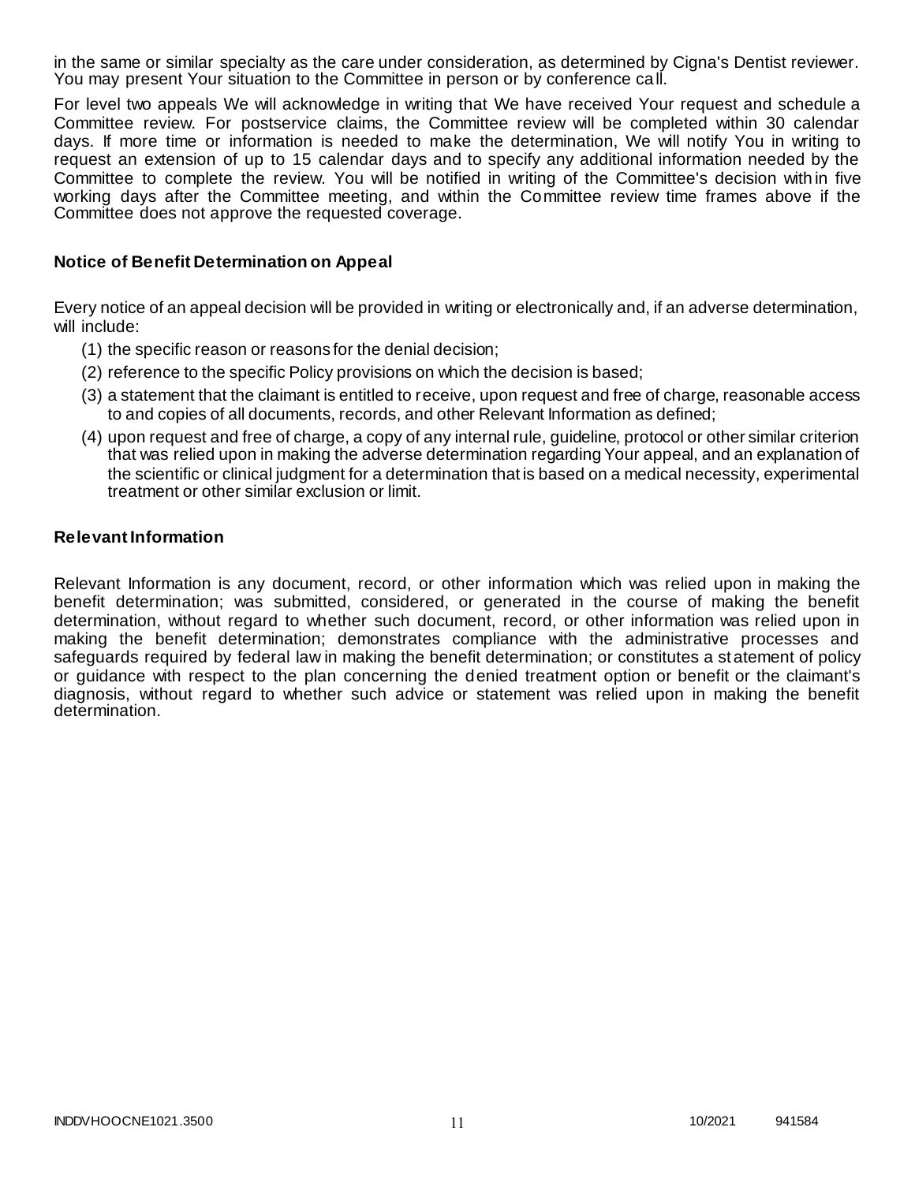in the same or similar specialty as the care under consideration, as determined by Cigna's Dentist reviewer. You may present Your situation to the Committee in person or by conference call.

For level two appeals We will acknowledge in writing that We have received Your request and schedule a Committee review. For postservice claims, the Committee review will be completed within 30 calendar days. If more time or information is needed to make the determination, We will notify You in writing to request an extension of up to 15 calendar days and to specify any additional information needed by the Committee to complete the review. You will be notified in writing of the Committee's decision within five working days after the Committee meeting, and within the Committee review time frames above if the Committee does not approve the requested coverage.

### Notice of Benefit Determination on Appeal

Every notice of an appeal decision will be provided in writing or electronically and, if an adverse determination, will include:

(1) the specific reason or reasons for the denial decision;

(2) reference to the specific Policy provisions on which the decision is based;

(3) a statement that the claimant is entitled to receive, upon request and free of charge, reasonable access to and copies of all documents, records, and other Relevant Information as defined;

(4) upon request and free of charge, a copy of any internal rule, guideline, protocol or other similar criterion that was relied upon in making the adverse determination regarding Your appeal, and an explanation of the scientific or clinical judgment for a determination that is based on a medical necessity, experimental treatment or other similar exclusion or limit.

### Relevant Information

Relevant Information is any document, record, or other information which was relied upon in making the benefit determination; was submitted, considered, or generated in the course of making the benefit determination, without regard to whether such document, record, or other information was relied upon in making the benefit determination; demonstrates compliance with the administrative processes and safeguards required by federal law in making the benefit determination; or constitutes a statement of policy or guidance with respect to the plan concerning the denied treatment option or benefit or the claimant's diagnosis, without regard to whether such advice or statement was relied upon in making the benefit determination.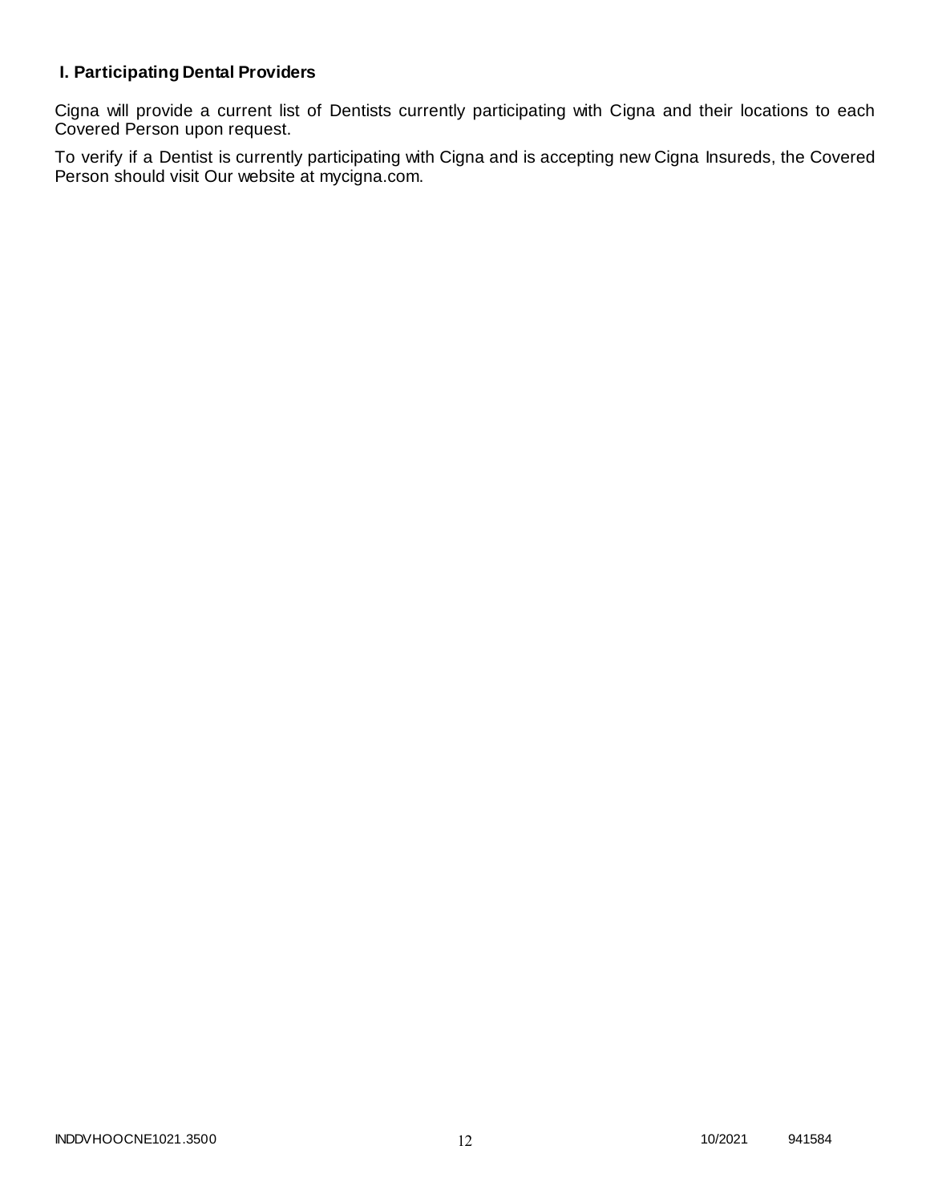## I. Participating Dental Providers

Cigna will provide a current list of Dentists currently participating with Cigna and their locations to each Covered Person upon request.

To verify if a Dentist is currently participating with Cigna and is accepting new Cigna Insureds, the Covered Person should visit Our website at mycigna.com.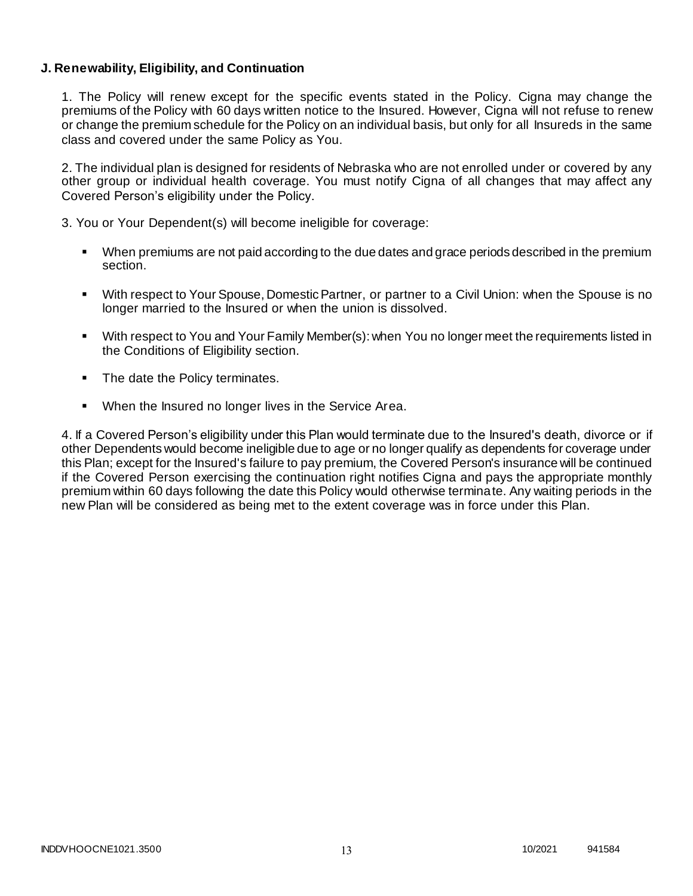**J. Renewability, Eligibility, and Continuation**

1. The Policy will renew except for the specific events stated in the Policy. Cigna may change the premiums of the Policy with 60 days written notice to the Insured. However, Cigna will not refuse to renew or change the premium schedule for the Policy on an individual basis, but only for all Insureds in the same class and covered under the same Policy as You.

2. The individual plan is designed for residents of Nebraska who are not enrolled under or covered by any other group or individual health coverage. You must notify Cigna of all changes that may affect any Covered Person's eligibility under the Policy.

3. You or Your Dependent(s) will become ineligible for coverage:

- When premiums are not paid according to the due dates and grace periods described in the premium section.
- With respect to Your Spouse, Domestic Partner, or partner to a Civil Union: when the Spouse is no longer married to the Insured or when the union is dissolved.
- With respect to You and Your Family Member(s): when You no longer meet the requirements listed in the Conditions of Eligibility section.
- The date the Policy terminates.
- When the Insured no longer lives in the Service Area.

4. If a Covered Person's eligibility under this Plan would terminate due to the Insured's death, divorce or if other Dependents would become ineligible due to age or no longer qualify as dependents for coverage under this Plan; except for the Insured's failure to pay premium, the Covered Person's insurance will be continued if the Covered Person exercising the continuation right notifies Cigna and pays the appropriate monthly premium within 60 days following the date this Policy would otherwise terminate. Any waiting periods in the new Plan will be considered as being met to the extent coverage was in force under this Plan.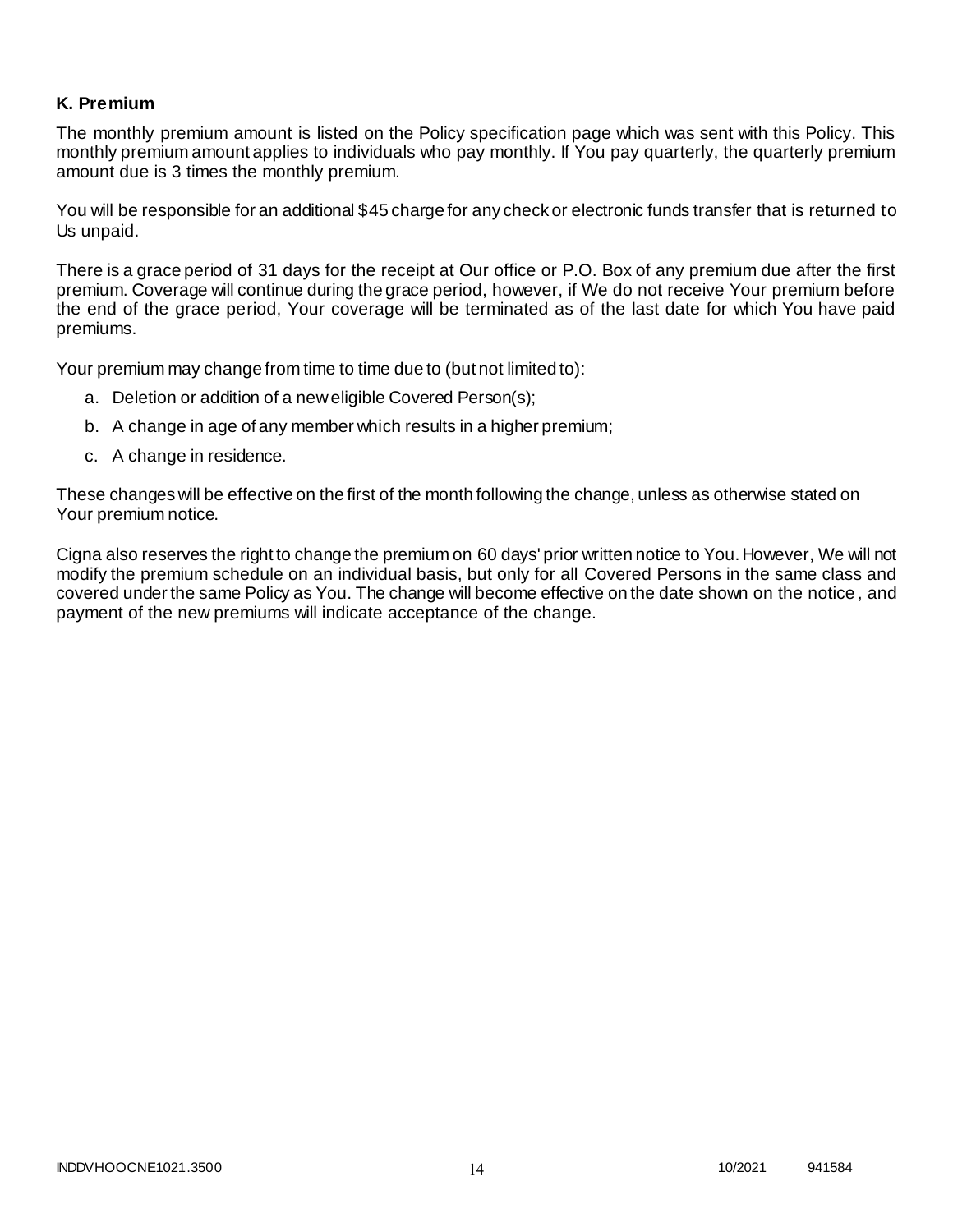### K. Premium

The monthly premium amount is listed on the Policy specification page which was sent with this Policy. This monthly premium amount applies to individuals who pay monthly. If You pay quarterly, the quarterly premium amount due is 3 times the monthly premium.

You will be responsible for an additional $45 charge for any check or electronic funds transfer that is returned to Us unpaid.

There is a grace period of 31 days for the receipt at Our office or P.O. Box of any premium due after the first premium. Coverage will continue during the grace period, however, if We do not receive Your premium before the end of the grace period, Your coverage will be terminated as of the last date for which You have paid premiums.

Your premium may change from time to time due to (but not limited to):

a. Deletion or addition of a new eligible Covered Person(s);
b. A change in age of any member which results in a higher premium;
c. A change in residence.

These changes will be effective on the first of the month following the change, unless as otherwise stated on Your premium notice.

Cigna also reserves the right to change the premium on 60 days' prior written notice to You. However, We will not modify the premium schedule on an individual basis, but only for all Covered Persons in the same class and covered under the same Policy as You. The change will become effective on the date shown on the notice, and payment of the new premiums will indicate acceptance of the change.